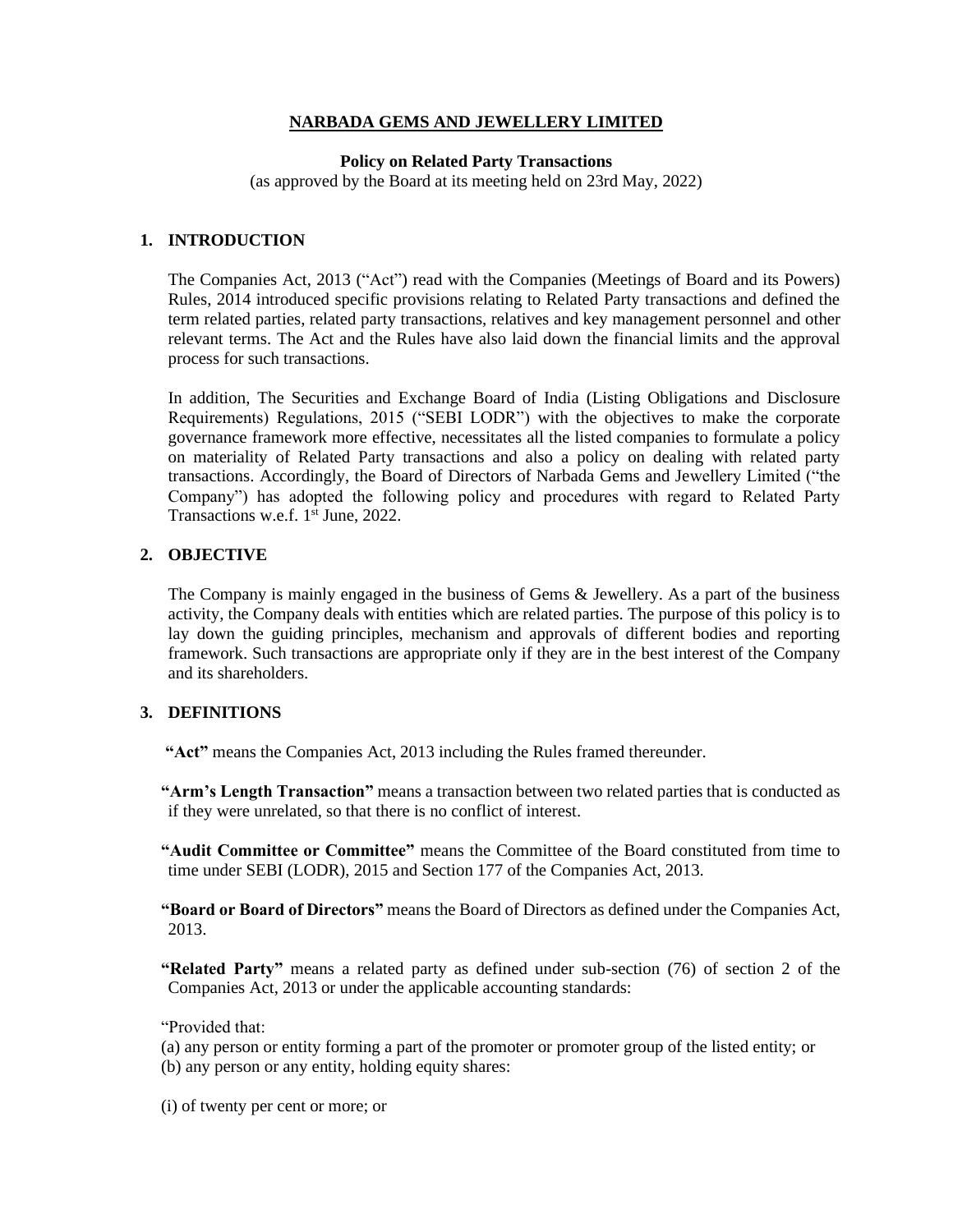# NARBADA GEMS AND JEWELLERY LIMITED

**Policy on Related Party Transactions**
(as approved by the Board at its meeting held on 23rd May, 2022)

## 1. INTRODUCTION

The Companies Act, 2013 ("Act") read with the Companies (Meetings of Board and its Powers) Rules, 2014 introduced specific provisions relating to Related Party transactions and defined the term related parties, related party transactions, relatives and key management personnel and other relevant terms. The Act and the Rules have also laid down the financial limits and the approval process for such transactions.

In addition, The Securities and Exchange Board of India (Listing Obligations and Disclosure Requirements) Regulations, 2015 ("SEBI LODR") with the objectives to make the corporate governance framework more effective, necessitates all the listed companies to formulate a policy on materiality of Related Party transactions and also a policy on dealing with related party transactions. Accordingly, the Board of Directors of Narbada Gems and Jewellery Limited ("the Company") has adopted the following policy and procedures with regard to Related Party Transactions w.e.f. 1st June, 2022.

## 2. OBJECTIVE

The Company is mainly engaged in the business of Gems & Jewellery. As a part of the business activity, the Company deals with entities which are related parties. The purpose of this policy is to lay down the guiding principles, mechanism and approvals of different bodies and reporting framework. Such transactions are appropriate only if they are in the best interest of the Company and its shareholders.

## 3. DEFINITIONS

**"Act"** means the Companies Act, 2013 including the Rules framed thereunder.

**"Arm's Length Transaction"** means a transaction between two related parties that is conducted as if they were unrelated, so that there is no conflict of interest.

**"Audit Committee or Committee"** means the Committee of the Board constituted from time to time under SEBI (LODR), 2015 and Section 177 of the Companies Act, 2013.

**"Board or Board of Directors"** means the Board of Directors as defined under the Companies Act, 2013.

**"Related Party"** means a related party as defined under sub-section (76) of section 2 of the Companies Act, 2013 or under the applicable accounting standards:

"Provided that:

(a) any person or entity forming a part of the promoter or promoter group of the listed entity; or
(b) any person or any entity, holding equity shares:

(i) of twenty per cent or more; or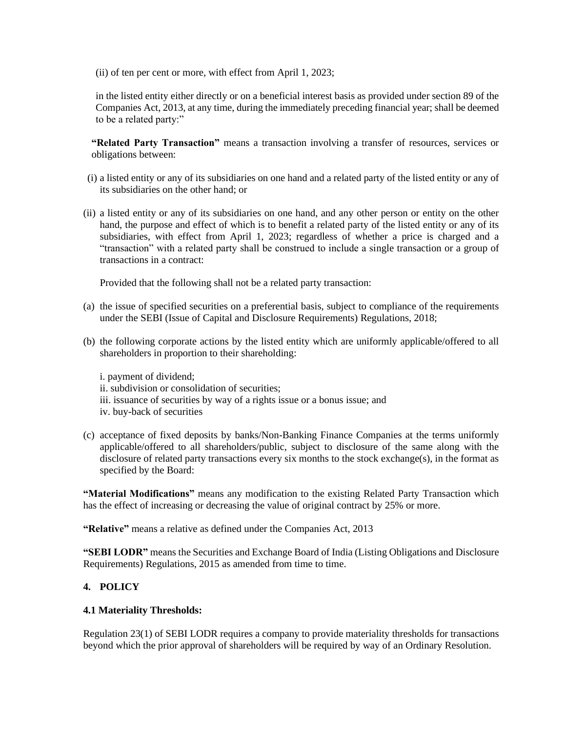(ii) of ten per cent or more, with effect from April 1, 2023;

in the listed entity either directly or on a beneficial interest basis as provided under section 89 of the Companies Act, 2013, at any time, during the immediately preceding financial year; shall be deemed to be a related party:"

**"Related Party Transaction"** means a transaction involving a transfer of resources, services or obligations between:

(i) a listed entity or any of its subsidiaries on one hand and a related party of the listed entity or any of its subsidiaries on the other hand; or

(ii) a listed entity or any of its subsidiaries on one hand, and any other person or entity on the other hand, the purpose and effect of which is to benefit a related party of the listed entity or any of its subsidiaries, with effect from April 1, 2023; regardless of whether a price is charged and a "transaction" with a related party shall be construed to include a single transaction or a group of transactions in a contract:

Provided that the following shall not be a related party transaction:

(a) the issue of specified securities on a preferential basis, subject to compliance of the requirements under the SEBI (Issue of Capital and Disclosure Requirements) Regulations, 2018;

(b) the following corporate actions by the listed entity which are uniformly applicable/offered to all shareholders in proportion to their shareholding:

i. payment of dividend;
ii. subdivision or consolidation of securities;
iii. issuance of securities by way of a rights issue or a bonus issue; and
iv. buy-back of securities

(c) acceptance of fixed deposits by banks/Non-Banking Finance Companies at the terms uniformly applicable/offered to all shareholders/public, subject to disclosure of the same along with the disclosure of related party transactions every six months to the stock exchange(s), in the format as specified by the Board:

**"Material Modifications"** means any modification to the existing Related Party Transaction which has the effect of increasing or decreasing the value of original contract by 25% or more.

**"Relative"** means a relative as defined under the Companies Act, 2013

**"SEBI LODR"** means the Securities and Exchange Board of India (Listing Obligations and Disclosure Requirements) Regulations, 2015 as amended from time to time.

## 4. POLICY

### 4.1 Materiality Thresholds:

Regulation 23(1) of SEBI LODR requires a company to provide materiality thresholds for transactions beyond which the prior approval of shareholders will be required by way of an Ordinary Resolution.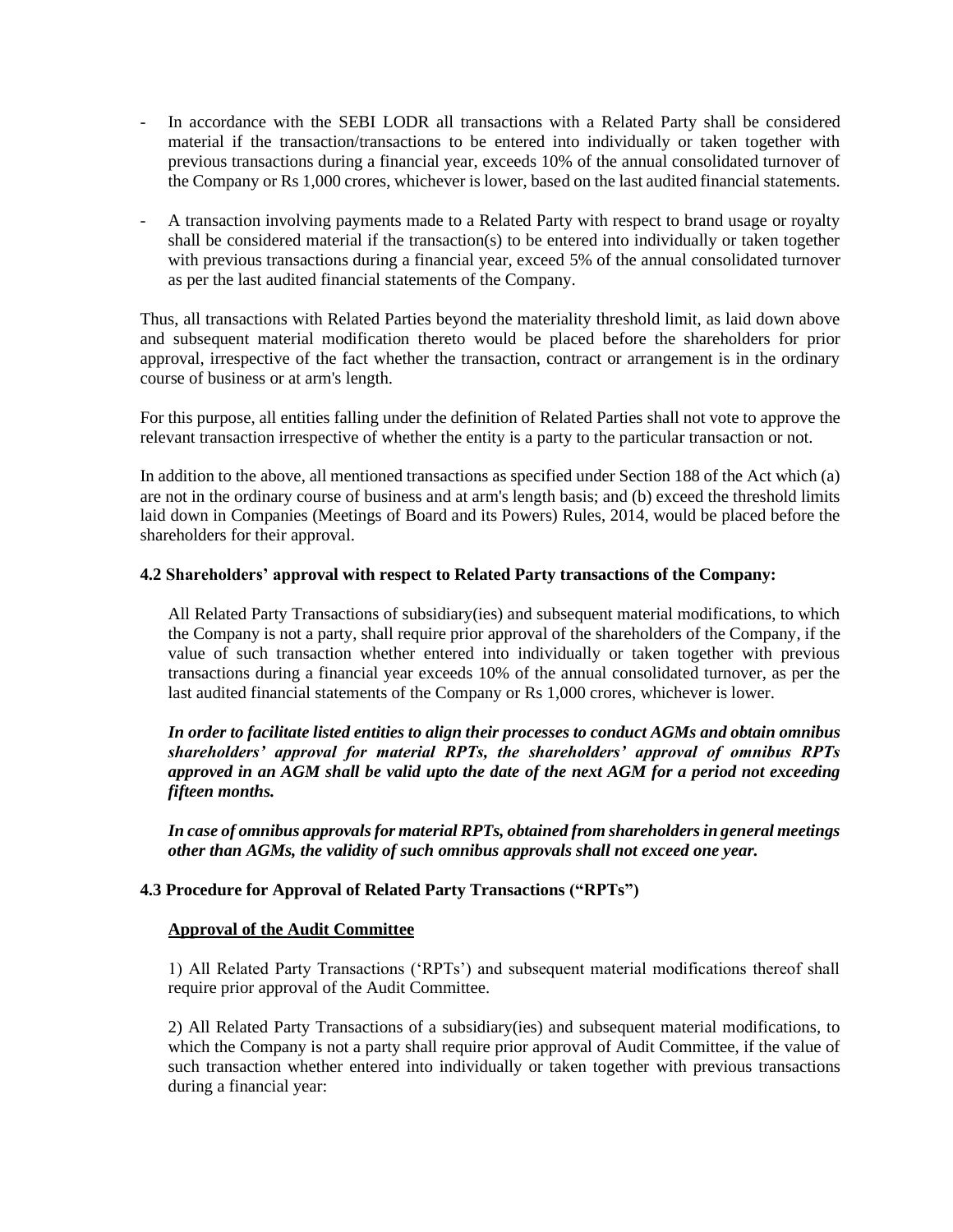- In accordance with the SEBI LODR all transactions with a Related Party shall be considered material if the transaction/transactions to be entered into individually or taken together with previous transactions during a financial year, exceeds 10% of the annual consolidated turnover of the Company or Rs 1,000 crores, whichever is lower, based on the last audited financial statements.

- A transaction involving payments made to a Related Party with respect to brand usage or royalty shall be considered material if the transaction(s) to be entered into individually or taken together with previous transactions during a financial year, exceed 5% of the annual consolidated turnover as per the last audited financial statements of the Company.

Thus, all transactions with Related Parties beyond the materiality threshold limit, as laid down above and subsequent material modification thereto would be placed before the shareholders for prior approval, irrespective of the fact whether the transaction, contract or arrangement is in the ordinary course of business or at arm's length.

For this purpose, all entities falling under the definition of Related Parties shall not vote to approve the relevant transaction irrespective of whether the entity is a party to the particular transaction or not.

In addition to the above, all mentioned transactions as specified under Section 188 of the Act which (a) are not in the ordinary course of business and at arm's length basis; and (b) exceed the threshold limits laid down in Companies (Meetings of Board and its Powers) Rules, 2014, would be placed before the shareholders for their approval.

**4.2 Shareholders' approval with respect to Related Party transactions of the Company:**

All Related Party Transactions of subsidiary(ies) and subsequent material modifications, to which the Company is not a party, shall require prior approval of the shareholders of the Company, if the value of such transaction whether entered into individually or taken together with previous transactions during a financial year exceeds 10% of the annual consolidated turnover, as per the last audited financial statements of the Company or Rs 1,000 crores, whichever is lower.

***In order to facilitate listed entities to align their processes to conduct AGMs and obtain omnibus shareholders' approval for material RPTs, the shareholders' approval of omnibus RPTs approved in an AGM shall be valid upto the date of the next AGM for a period not exceeding fifteen months.***

***In case of omnibus approvals for material RPTs, obtained from shareholders in general meetings other than AGMs, the validity of such omnibus approvals shall not exceed one year.***

**4.3 Procedure for Approval of Related Party Transactions ("RPTs")**

**Approval of the Audit Committee**

1) All Related Party Transactions ('RPTs') and subsequent material modifications thereof shall require prior approval of the Audit Committee.

2) All Related Party Transactions of a subsidiary(ies) and subsequent material modifications, to which the Company is not a party shall require prior approval of Audit Committee, if the value of such transaction whether entered into individually or taken together with previous transactions during a financial year: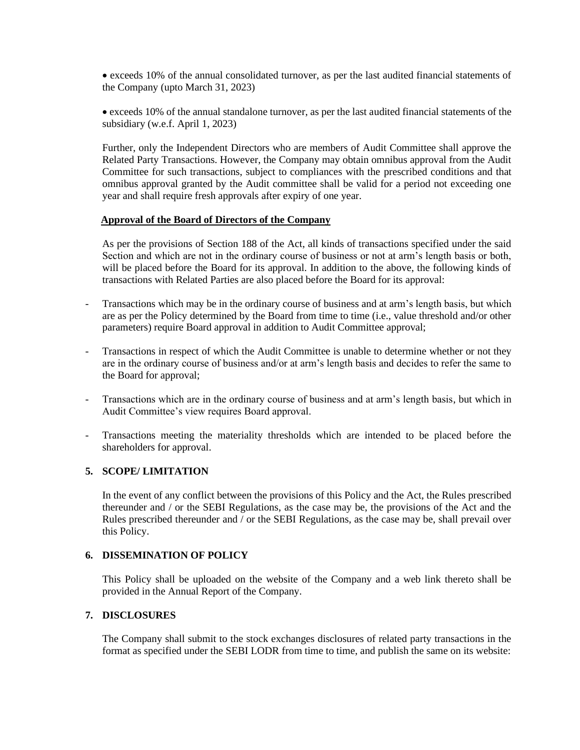- exceeds 10% of the annual consolidated turnover, as per the last audited financial statements of the Company (upto March 31, 2023)

- exceeds 10% of the annual standalone turnover, as per the last audited financial statements of the subsidiary (w.e.f. April 1, 2023)

Further, only the Independent Directors who are members of Audit Committee shall approve the Related Party Transactions. However, the Company may obtain omnibus approval from the Audit Committee for such transactions, subject to compliances with the prescribed conditions and that omnibus approval granted by the Audit committee shall be valid for a period not exceeding one year and shall require fresh approvals after expiry of one year.

**Approval of the Board of Directors of the Company**

As per the provisions of Section 188 of the Act, all kinds of transactions specified under the said Section and which are not in the ordinary course of business or not at arm's length basis or both, will be placed before the Board for its approval. In addition to the above, the following kinds of transactions with Related Parties are also placed before the Board for its approval:

- Transactions which may be in the ordinary course of business and at arm's length basis, but which are as per the Policy determined by the Board from time to time (i.e., value threshold and/or other parameters) require Board approval in addition to Audit Committee approval;

- Transactions in respect of which the Audit Committee is unable to determine whether or not they are in the ordinary course of business and/or at arm's length basis and decides to refer the same to the Board for approval;

- Transactions which are in the ordinary course of business and at arm's length basis, but which in Audit Committee's view requires Board approval.

- Transactions meeting the materiality thresholds which are intended to be placed before the shareholders for approval.

## 5. SCOPE/ LIMITATION

In the event of any conflict between the provisions of this Policy and the Act, the Rules prescribed thereunder and / or the SEBI Regulations, as the case may be, the provisions of the Act and the Rules prescribed thereunder and / or the SEBI Regulations, as the case may be, shall prevail over this Policy.

## 6. DISSEMINATION OF POLICY

This Policy shall be uploaded on the website of the Company and a web link thereto shall be provided in the Annual Report of the Company.

## 7. DISCLOSURES

The Company shall submit to the stock exchanges disclosures of related party transactions in the format as specified under the SEBI LODR from time to time, and publish the same on its website: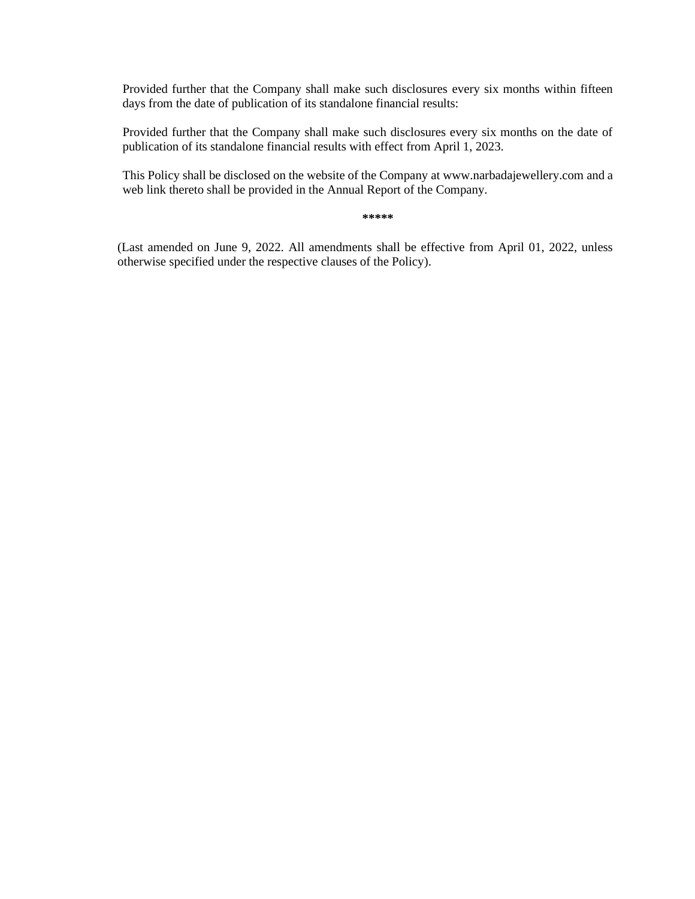Provided further that the Company shall make such disclosures every six months within fifteen days from the date of publication of its standalone financial results:

Provided further that the Company shall make such disclosures every six months on the date of publication of its standalone financial results with effect from April 1, 2023.

This Policy shall be disclosed on the website of the Company at www.narbadajewellery.com and a web link thereto shall be provided in the Annual Report of the Company.

**\*\*\*\*\***

(Last amended on June 9, 2022. All amendments shall be effective from April 01, 2022, unless otherwise specified under the respective clauses of the Policy).